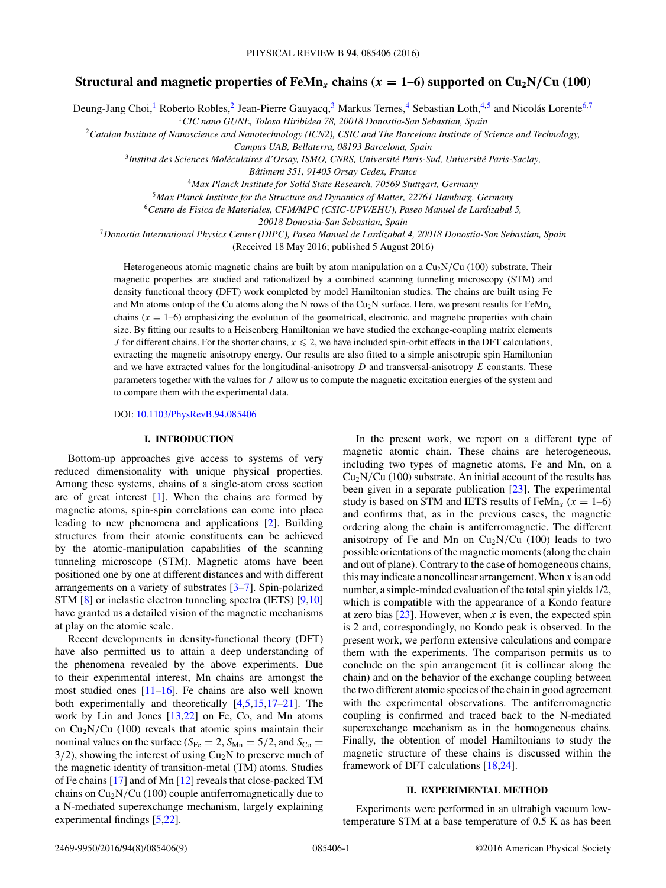# Structural and magnetic properties of $FeMn_x$ chains ($x$ = 1–6) supported on $Cu_2N$/Cu (100)

Deung-Jang Choi,[1] Roberto Robles,[2] Jean-Pierre Gauyacq,[3] Markus Ternes,[4] Sebastian Loth,[4,5] and Nicolás Lorente[6,7]

[1]*CIC nano GUNE, Tolosa Hiribidea 78, 20018 Donostia-San Sebastian, Spain*

[2]*Catalan Institute of Nanoscience and Nanotechnology (ICN2), CSIC and The Barcelona Institute of Science and Technology, Campus UAB, Bellaterra, 08193 Barcelona, Spain*

[3]*Institut des Sciences Moléculaires d'Orsay, ISMO, CNRS, Université Paris-Sud, Université Paris-Saclay, Bâtiment 351, 91405 Orsay Cedex, France*

[4]*Max Planck Institute for Solid State Research, 70569 Stuttgart, Germany*

[5]*Max Planck Institute for the Structure and Dynamics of Matter, 22761 Hamburg, Germany*

[6]*Centro de Fisica de Materiales, CFM/MPC (CSIC-UPV/EHU), Paseo Manuel de Lardizabal 5, 20018 Donostia-San Sebastian, Spain*

[7]*Donostia International Physics Center (DIPC), Paseo Manuel de Lardizabal 4, 20018 Donostia-San Sebastian, Spain*

(Received 18 May 2016; published 5 August 2016)

Heterogeneous atomic magnetic chains are built by atom manipulation on a $Cu_2N$/Cu (100) substrate. Their magnetic properties are studied and rationalized by a combined scanning tunneling microscopy (STM) and density functional theory (DFT) work completed by model Hamiltonian studies. The chains are built using Fe and Mn atoms ontop of the Cu atoms along the N rows of the $Cu_2N$ surface. Here, we present results for $FeMn_x$ chains ($x$ = 1–6) emphasizing the evolution of the geometrical, electronic, and magnetic properties with chain size. By fitting our results to a Heisenberg Hamiltonian we have studied the exchange-coupling matrix elements $J$ for different chains. For the shorter chains, $x \leqslant 2$, we have included spin-orbit effects in the DFT calculations, extracting the magnetic anisotropy energy. Our results are also fitted to a simple anisotropic spin Hamiltonian and we have extracted values for the longitudinal-anisotropy $D$ and transversal-anisotropy $E$ constants. These parameters together with the values for $J$ allow us to compute the magnetic excitation energies of the system and to compare them with the experimental data.

DOI: 10.1103/PhysRevB.94.085406

## I. INTRODUCTION

Bottom-up approaches give access to systems of very reduced dimensionality with unique physical properties. Among these systems, chains of a single-atom cross section are of great interest [1]. When the chains are formed by magnetic atoms, spin-spin correlations can come into place leading to new phenomena and applications [2]. Building structures from their atomic constituents can be achieved by the atomic-manipulation capabilities of the scanning tunneling microscope (STM). Magnetic atoms have been positioned one by one at different distances and with different arrangements on a variety of substrates [3–7]. Spin-polarized STM [8] or inelastic electron tunneling spectra (IETS) [9,10] have granted us a detailed vision of the magnetic mechanisms at play on the atomic scale.

Recent developments in density-functional theory (DFT) have also permitted us to attain a deep understanding of the phenomena revealed by the above experiments. Due to their experimental interest, Mn chains are amongst the most studied ones [11–16]. Fe chains are also well known both experimentally and theoretically [4,5,15,17–21]. The work by Lin and Jones [13,22] on Fe, Co, and Mn atoms on $Cu_2N$/Cu (100) reveals that atomic spins maintain their nominal values on the surface ($S_{Fe} = 2$, $S_{Mn} = 5/2$, and $S_{Co} = 3/2$), showing the interest of using $Cu_2N$ to preserve much of the magnetic identity of transition-metal (TM) atoms. Studies of Fe chains [17] and of Mn [12] reveals that close-packed TM chains on $Cu_2N$/Cu (100) couple antiferromagnetically due to a N-mediated superexchange mechanism, largely explaining experimental findings [5,22].

In the present work, we report on a different type of magnetic atomic chain. These chains are heterogeneous, including two types of magnetic atoms, Fe and Mn, on a $Cu_2N$/Cu (100) substrate. An initial account of the results has been given in a separate publication [23]. The experimental study is based on STM and IETS results of $FeMn_x$ ($x$ = 1–6) and confirms that, as in the previous cases, the magnetic ordering along the chain is antiferromagnetic. The different anisotropy of Fe and Mn on $Cu_2N$/Cu (100) leads to two possible orientations of the magnetic moments (along the chain and out of plane). Contrary to the case of homogeneous chains, this may indicate a noncollinear arrangement. When $x$ is an odd number, a simple-minded evaluation of the total spin yields 1/2, which is compatible with the appearance of a Kondo feature at zero bias [23]. However, when $x$ is even, the expected spin is 2 and, correspondingly, no Kondo peak is observed. In the present work, we perform extensive calculations and compare them with the experiments. The comparison permits us to conclude on the spin arrangement (it is collinear along the chain) and on the behavior of the exchange coupling between the two different atomic species of the chain in good agreement with the experimental observations. The antiferromagnetic coupling is confirmed and traced back to the N-mediated superexchange mechanism as in the homogeneous chains. Finally, the obtention of model Hamiltonians to study the magnetic structure of these chains is discussed within the framework of DFT calculations [18,24].

## II. EXPERIMENTAL METHOD

Experiments were performed in an ultrahigh vacuum low-temperature STM at a base temperature of 0.5 K as has been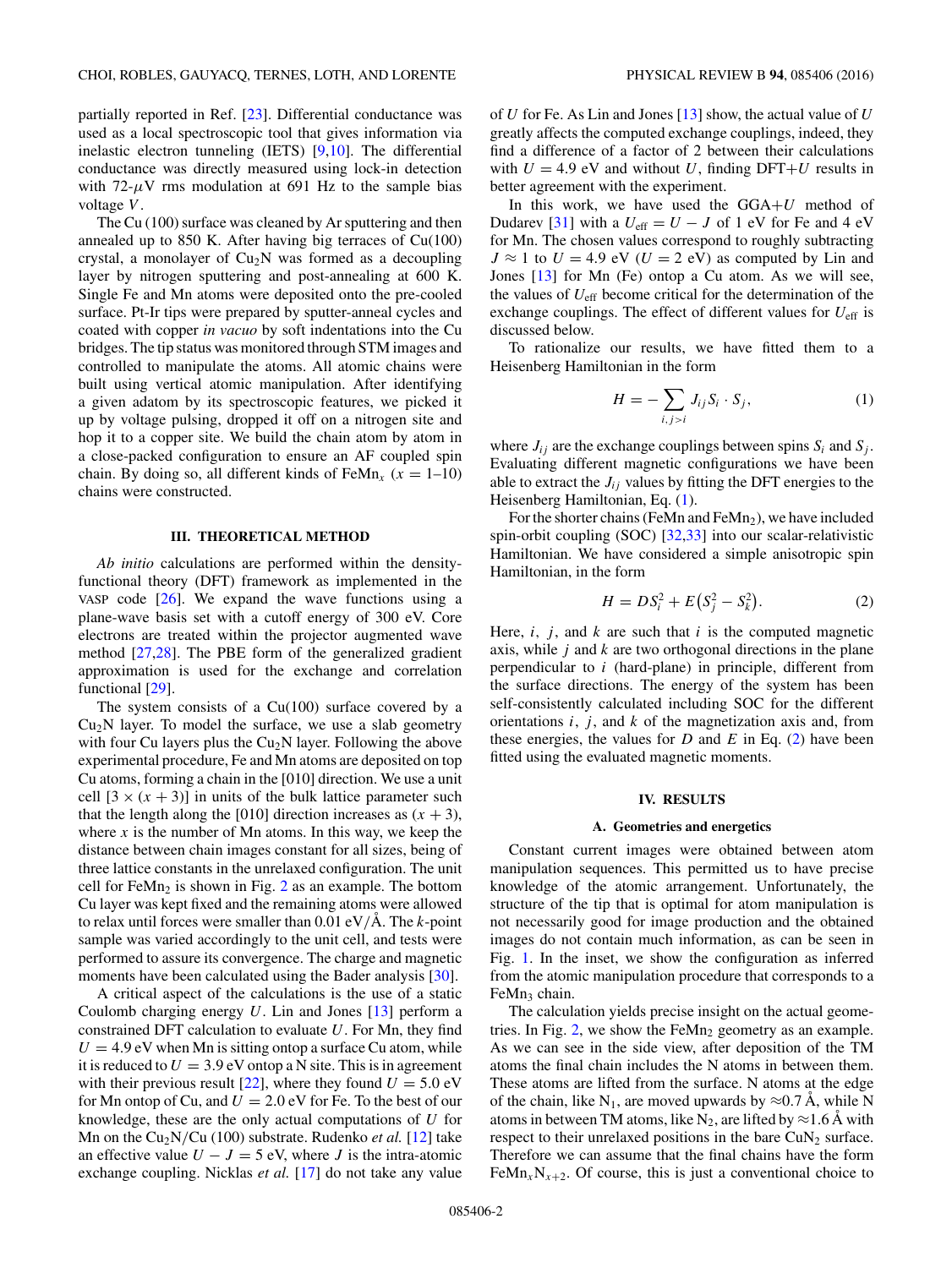partially reported in Ref. [23]. Differential conductance was used as a local spectroscopic tool that gives information via inelastic electron tunneling (IETS) [9,10]. The differential conductance was directly measured using lock-in detection with 72-$\mu$V rms modulation at 691 Hz to the sample bias voltage $V$.

The Cu (100) surface was cleaned by Ar sputtering and then annealed up to 850 K. After having big terraces of Cu(100) crystal, a monolayer of $Cu_2N$ was formed as a decoupling layer by nitrogen sputtering and post-annealing at 600 K. Single Fe and Mn atoms were deposited onto the pre-cooled surface. Pt-Ir tips were prepared by sputter-anneal cycles and coated with copper *in vacuo* by soft indentations into the Cu bridges. The tip status was monitored through STM images and controlled to manipulate the atoms. All atomic chains were built using vertical atomic manipulation. After identifying a given adatom by its spectroscopic features, we picked it up by voltage pulsing, dropped it off on a nitrogen site and hop it to a copper site. We build the chain atom by atom in a close-packed configuration to ensure an AF coupled spin chain. By doing so, all different kinds of $FeMn_x$ ($x$ = 1–10) chains were constructed.

### III. THEORETICAL METHOD

*Ab initio* calculations are performed within the density-functional theory (DFT) framework as implemented in the VASP code [26]. We expand the wave functions using a plane-wave basis set with a cutoff energy of 300 eV. Core electrons are treated within the projector augmented wave method [27,28]. The PBE form of the generalized gradient approximation is used for the exchange and correlation functional [29].

The system consists of a Cu(100) surface covered by a $Cu_2N$ layer. To model the surface, we use a slab geometry with four Cu layers plus the $Cu_2N$ layer. Following the above experimental procedure, Fe and Mn atoms are deposited on top Cu atoms, forming a chain in the [010] direction. We use a unit cell $[3 \times (x+3)]$ in units of the bulk lattice parameter such that the length along the [010] direction increases as $(x+3)$, where $x$ is the number of Mn atoms. In this way, we keep the distance between chain images constant for all sizes, being of three lattice constants in the unrelaxed configuration. The unit cell for $FeMn_2$ is shown in Fig. 2 as an example. The bottom Cu layer was kept fixed and the remaining atoms were allowed to relax until forces were smaller than 0.01 eV/Å. The $k$-point sample was varied accordingly to the unit cell, and tests were performed to assure its convergence. The charge and magnetic moments have been calculated using the Bader analysis [30].

A critical aspect of the calculations is the use of a static Coulomb charging energy $U$. Lin and Jones [13] perform a constrained DFT calculation to evaluate $U$. For Mn, they find $U = 4.9$ eV when Mn is sitting ontop a surface Cu atom, while it is reduced to $U = 3.9$ eV ontop a N site. This is in agreement with their previous result [22], where they found $U = 5.0$ eV for Mn ontop of Cu, and $U = 2.0$ eV for Fe. To the best of our knowledge, these are the only actual computations of $U$ for Mn on the $Cu_2N$/Cu (100) substrate. Rudenko *et al.* [12] take an effective value $U - J = 5$ eV, where $J$ is the intra-atomic exchange coupling. Nicklas *et al.* [17] do not take any value of $U$ for Fe. As Lin and Jones [13] show, the actual value of $U$ greatly affects the computed exchange couplings, indeed, they find a difference of a factor of 2 between their calculations with $U = 4.9$ eV and without $U$, finding DFT+$U$ results in better agreement with the experiment.

In this work, we have used the GGA+$U$ method of Dudarev [31] with a $U_{\text{eff}} = U - J$ of 1 eV for Fe and 4 eV for Mn. The chosen values correspond to roughly subtracting $J \approx 1$ to $U = 4.9$ eV ($U = 2$ eV) as computed by Lin and Jones [13] for Mn (Fe) ontop a Cu atom. As we will see, the values of $U_{\text{eff}}$ become critical for the determination of the exchange couplings. The effect of different values for $U_{\text{eff}}$ is discussed below.

To rationalize our results, we have fitted them to a Heisenberg Hamiltonian in the form

$$H = -\sum_{i,j>i} J_{ij} S_i \cdot S_j, \tag{1}$$

where $J_{ij}$ are the exchange couplings between spins $S_i$ and $S_j$. Evaluating different magnetic configurations we have been able to extract the $J_{ij}$ values by fitting the DFT energies to the Heisenberg Hamiltonian, Eq. (1).

For the shorter chains (FeMn and $FeMn_2$), we have included spin-orbit coupling (SOC) [32,33] into our scalar-relativistic Hamiltonian. We have considered a simple anisotropic spin Hamiltonian, in the form

$$H = DS_i^2 + E\left(S_j^2 - S_k^2\right). \tag{2}$$

Here, $i$, $j$, and $k$ are such that $i$ is the computed magnetic axis, while $j$ and $k$ are two orthogonal directions in the plane perpendicular to $i$ (hard-plane) in principle, different from the surface directions. The energy of the system has been self-consistently calculated including SOC for the different orientations $i$, $j$, and $k$ of the magnetization axis and, from these energies, the values for $D$ and $E$ in Eq. (2) have been fitted using the evaluated magnetic moments.

### IV. RESULTS

#### A. Geometries and energetics

Constant current images were obtained between atom manipulation sequences. This permitted us to have precise knowledge of the atomic arrangement. Unfortunately, the structure of the tip that is optimal for atom manipulation is not necessarily good for image production and the obtained images do not contain much information, as can be seen in Fig. 1. In the inset, we show the configuration as inferred from the atomic manipulation procedure that corresponds to a $FeMn_3$ chain.

The calculation yields precise insight on the actual geometries. In Fig. 2, we show the $FeMn_2$ geometry as an example. As we can see in the side view, after deposition of the TM atoms the final chain includes the N atoms in between them. These atoms are lifted from the surface. N atoms at the edge of the chain, like $N_1$, are moved upwards by $\approx$0.7 Å, while N atoms in between TM atoms, like $N_2$, are lifted by $\approx$1.6 Å with respect to their unrelaxed positions in the bare $CuN_2$ surface. Therefore we can assume that the final chains have the form $FeMn_xN_{x+2}$. Of course, this is just a conventional choice to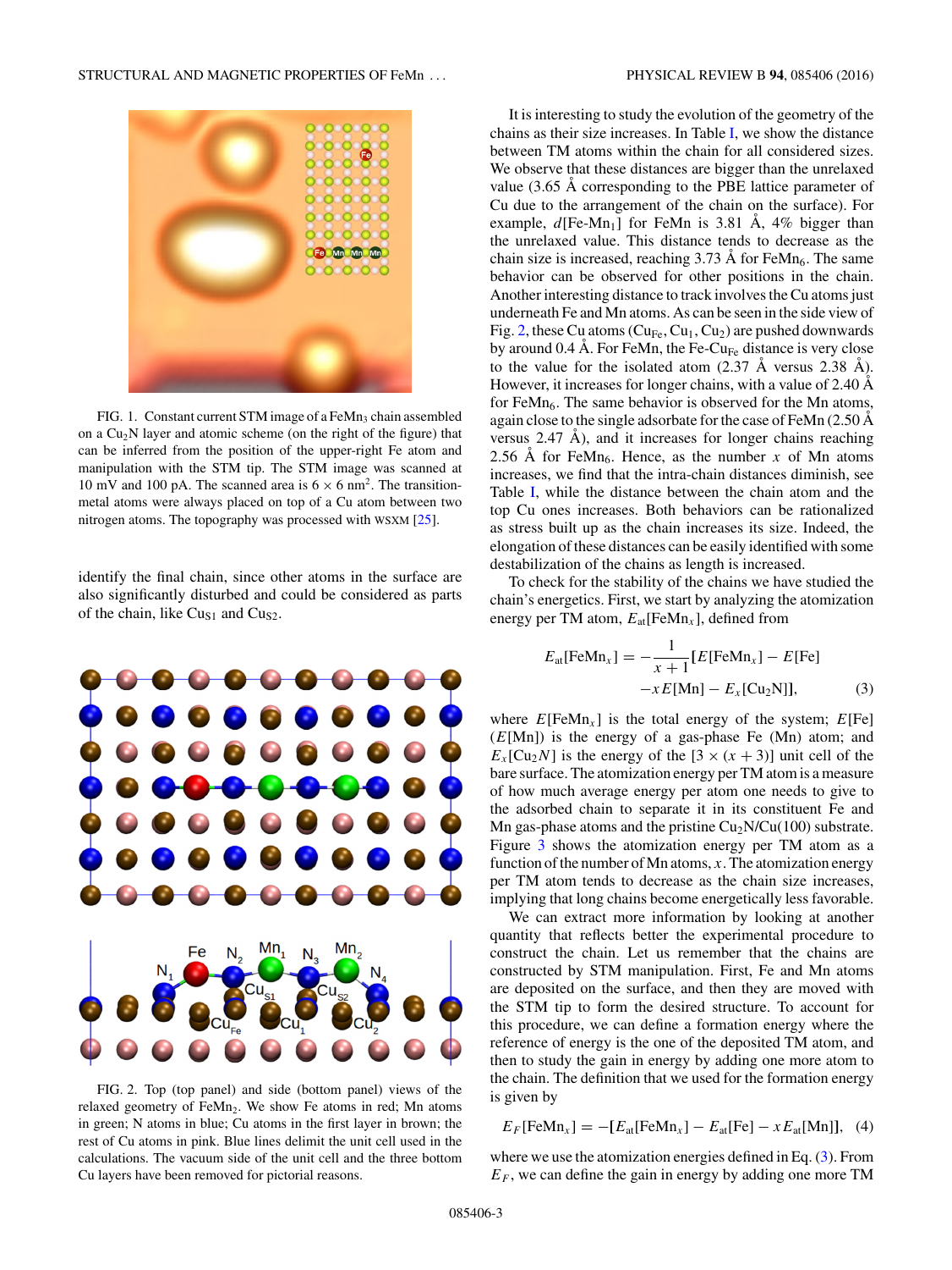FIG. 1. Constant current STM image of a $FeMn_3$ chain assembled on a $Cu_2N$ layer and atomic scheme (on the right of the figure) that can be inferred from the position of the upper-right Fe atom and manipulation with the STM tip. The STM image was scanned at 10 mV and 100 pA. The scanned area is $6 \times 6$ nm$^2$. The transition-metal atoms were always placed on top of a Cu atom between two nitrogen atoms. The topography was processed with WSXM [25].

identify the final chain, since other atoms in the surface are also significantly disturbed and could be considered as parts of the chain, like $Cu_{S1}$ and $Cu_{S2}$.

FIG. 2. Top (top panel) and side (bottom panel) views of the relaxed geometry of $FeMn_2$. We show Fe atoms in red; Mn atoms in green; N atoms in blue; Cu atoms in the first layer in brown; the rest of Cu atoms in pink. Blue lines delimit the unit cell used in the calculations. The vacuum side of the unit cell and the three bottom Cu layers have been removed for pictorial reasons.

It is interesting to study the evolution of the geometry of the chains as their size increases. In Table I, we show the distance between TM atoms within the chain for all considered sizes. We observe that these distances are bigger than the unrelaxed value (3.65 Å corresponding to the PBE lattice parameter of Cu due to the arrangement of the chain on the surface). For example, $d[\text{Fe-Mn}_1]$ for FeMn is 3.81 Å, 4% bigger than the unrelaxed value. This distance tends to decrease as the chain size is increased, reaching 3.73 Å for $FeMn_6$. The same behavior can be observed for other positions in the chain. Another interesting distance to track involves the Cu atoms just underneath Fe and Mn atoms. As can be seen in the side view of Fig. 2, these Cu atoms ($Cu_{Fe}$, $Cu_1$, $Cu_2$) are pushed downwards by around 0.4 Å. For FeMn, the Fe-$Cu_{Fe}$ distance is very close to the value for the isolated atom (2.37 Å versus 2.38 Å). However, it increases for longer chains, with a value of 2.40 Å for $FeMn_6$. The same behavior is observed for the Mn atoms, again close to the single adsorbate for the case of FeMn (2.50 Å versus 2.47 Å), and it increases for longer chains reaching 2.56 Å for $FeMn_6$. Hence, as the number $x$ of Mn atoms increases, we find that the intra-chain distances diminish, see Table I, while the distance between the chain atom and the top Cu ones increases. Both behaviors can be rationalized as stress built up as the chain increases its size. Indeed, the elongation of these distances can be easily identified with some destabilization of the chains as length is increased.

To check for the stability of the chains we have studied the chain's energetics. First, we start by analyzing the atomization energy per TM atom, $E_{\text{at}}[\text{FeMn}_x]$, defined from

$$E_{\text{at}}[\text{FeMn}_x] = -\frac{1}{x+1}[E[\text{FeMn}_x] - E[\text{Fe}] - xE[\text{Mn}] - E_x[\text{Cu}_2\text{N}]], \tag{3}$$

where $E[\text{FeMn}_x]$ is the total energy of the system; $E[\text{Fe}]$ ($E[\text{Mn}]$) is the energy of a gas-phase Fe (Mn) atom; and $E_x[\text{Cu}_2N]$ is the energy of the $[3 \times (x+3)]$ unit cell of the bare surface. The atomization energy per TM atom is a measure of how much average energy per atom one needs to give to the adsorbed chain to separate it in its constituent Fe and Mn gas-phase atoms and the pristine $Cu_2N$/Cu(100) substrate. Figure 3 shows the atomization energy per TM atom as a function of the number of Mn atoms, $x$. The atomization energy per TM atom tends to decrease as the chain size increases, implying that long chains become energetically less favorable.

We can extract more information by looking at another quantity that reflects better the experimental procedure to construct the chain. Let us remember that the chains are constructed by STM manipulation. First, Fe and Mn atoms are deposited on the surface, and then they are moved with the STM tip to form the desired structure. To account for this procedure, we can define a formation energy where the reference of energy is the one of the deposited TM atom, and then to study the gain in energy by adding one more atom to the chain. The definition that we used for the formation energy is given by

$$E_F[\text{FeMn}_x] = -[E_{\text{at}}[\text{FeMn}_x] - E_{\text{at}}[\text{Fe}] - xE_{\text{at}}[\text{Mn}]], \tag{4}$$

where we use the atomization energies defined in Eq. (3). From $E_F$, we can define the gain in energy by adding one more TM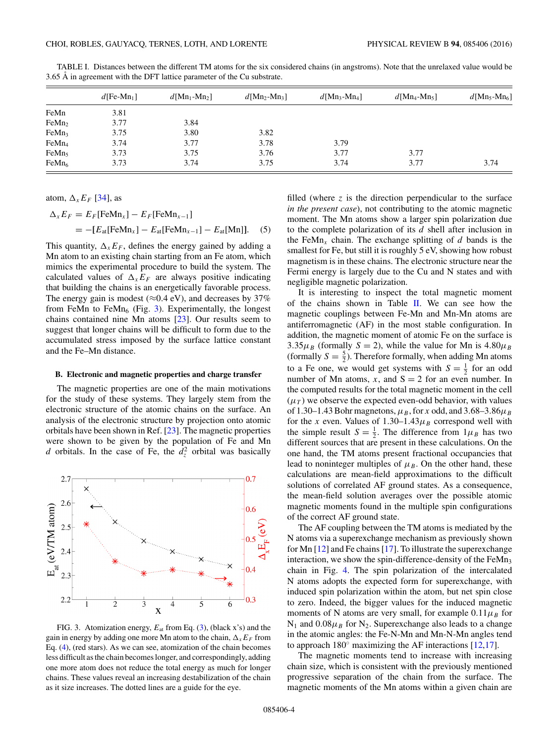TABLE I. Distances between the different TM atoms for the six considered chains (in angstroms). Note that the unrelaxed value would be 3.65 Å in agreement with the DFT lattice parameter of the Cu substrate.

| | $d$[Fe-Mn$_1$] | $d$[Mn$_1$-Mn$_2$] | $d$[Mn$_2$-Mn$_3$] | $d$[Mn$_3$-Mn$_4$] | $d$[Mn$_4$-Mn$_5$] | $d$[Mn$_5$-Mn$_6$] |
|---|---|---|---|---|---|---|
| FeMn | 3.81 | | | | | |
| FeMn$_2$ | 3.77 | 3.84 | | | | |
| FeMn$_3$ | 3.75 | 3.80 | 3.82 | | | |
| FeMn$_4$ | 3.74 | 3.77 | 3.78 | 3.79 | | |
| FeMn$_5$ | 3.73 | 3.75 | 3.76 | 3.77 | 3.77 | |
| FeMn$_6$ | 3.73 | 3.74 | 3.75 | 3.74 | 3.77 | 3.74 |

atom, $\Delta_x E_F$ [34], as

$$\Delta_x E_F = E_F[\text{FeMn}_x] - E_F[\text{FeMn}_{x-1}]$$
$$= -[E_{\text{at}}[\text{FeMn}_x] - E_{\text{at}}[\text{FeMn}_{x-1}] - E_{\text{at}}[\text{Mn}]]. \quad (5)$$

This quantity, $\Delta_x E_F$, defines the energy gained by adding a Mn atom to an existing chain starting from an Fe atom, which mimics the experimental procedure to build the system. The calculated values of $\Delta_x E_F$ are always positive indicating that building the chains is an energetically favorable process. The energy gain is modest (≈0.4 eV), and decreases by 37% from FeMn to FeMn$_6$ (Fig. 3). Experimentally, the longest chains contained nine Mn atoms [23]. Our results seem to suggest that longer chains will be difficult to form due to the accumulated stress imposed by the surface lattice constant and the Fe–Mn distance.

### B. Electronic and magnetic properties and charge transfer

The magnetic properties are one of the main motivations for the study of these systems. They largely stem from the electronic structure of the atomic chains on the surface. An analysis of the electronic structure by projection onto atomic orbitals have been shown in Ref. [23]. The magnetic properties were shown to be given by the population of Fe and Mn $d$ orbitals. In the case of Fe, the $d_z^2$ orbital was basically

FIG. 3. Atomization energy, $E_{\text{at}}$ from Eq. (3), (black x's) and the gain in energy by adding one more Mn atom to the chain, $\Delta_x E_F$ from Eq. (4), (red stars). As we can see, atomization of the chain becomes less difficult as the chain becomes longer, and correspondingly, adding one more atom does not reduce the total energy as much for longer chains. These values reveal an increasing destabilization of the chain as it size increases. The dotted lines are a guide for the eye.

filled (where $z$ is the direction perpendicular to the surface *in the present case*), not contributing to the atomic magnetic moment. The Mn atoms show a larger spin polarization due to the complete polarization of its $d$ shell after inclusion in the FeMn$_x$ chain. The exchange splitting of $d$ bands is the smallest for Fe, but still it is roughly 5 eV, showing how robust magnetism is in these chains. The electronic structure near the Fermi energy is largely due to the Cu and N states and with negligible magnetic polarization.

It is interesting to inspect the total magnetic moment of the chains shown in Table II. We can see how the magnetic couplings between Fe-Mn and Mn-Mn atoms are antiferromagnetic (AF) in the most stable configuration. In addition, the magnetic moment of atomic Fe on the surface is $3.35\mu_B$ (formally $S = 2$), while the value for Mn is $4.80\mu_B$ (formally $S = \frac{5}{2}$). Therefore formally, when adding Mn atoms to a Fe one, we would get systems with $S = \frac{1}{2}$ for an odd number of Mn atoms, $x$, and S = 2 for an even number. In the computed results for the total magnetic moment in the cell ($\mu_T$) we observe the expected even-odd behavior, with values of 1.30–1.43 Bohr magnetons, $\mu_B$, for $x$ odd, and 3.68–3.86$\mu_B$ for the $x$ even. Values of 1.30–1.43$\mu_B$ correspond well with the simple result $S = \frac{1}{2}$. The difference from $1\mu_B$ has two different sources that are present in these calculations. On the one hand, the TM atoms present fractional occupancies that lead to noninteger multiples of $\mu_B$. On the other hand, these calculations are mean-field approximations to the difficult solutions of correlated AF ground states. As a consequence, the mean-field solution averages over the possible atomic magnetic moments found in the multiple spin configurations of the correct AF ground state.

The AF coupling between the TM atoms is mediated by the N atoms via a superexchange mechanism as previously shown for Mn [12] and Fe chains [17]. To illustrate the superexchange interaction, we show the spin-difference-density of the FeMn$_3$ chain in Fig. 4. The spin polarization of the intercalated N atoms adopts the expected form for superexchange, with induced spin polarization within the atom, but net spin close to zero. Indeed, the bigger values for the induced magnetic moments of N atoms are very small, for example $0.11\mu_B$ for N$_1$ and $0.08\mu_B$ for N$_2$. Superexchange also leads to a change in the atomic angles: the Fe-N-Mn and Mn-N-Mn angles tend to approach 180° maximizing the AF interactions [12,17].

The magnetic moments tend to increase with increasing chain size, which is consistent with the previously mentioned progressive separation of the chain from the surface. The magnetic moments of the Mn atoms within a given chain are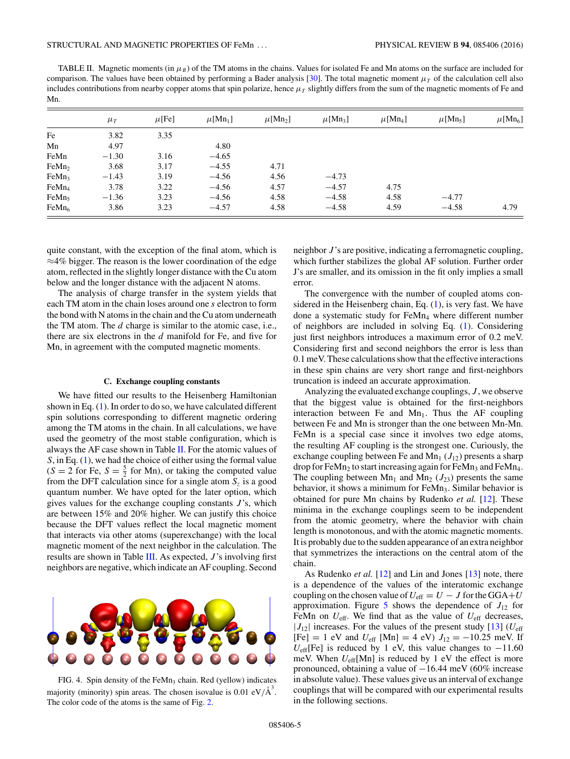TABLE II. Magnetic moments (in $\mu_B$) of the TM atoms in the chains. Values for isolated Fe and Mn atoms on the surface are included for comparison. The values have been obtained by performing a Bader analysis [30]. The total magnetic moment $\mu_T$ of the calculation cell also includes contributions from nearby copper atoms that spin polarize, hence $\mu_T$ slightly differs from the sum of the magnetic moments of Fe and Mn.

| | $\mu_T$ | $\mu$[Fe] | $\mu$[Mn$_1$] | $\mu$[Mn$_2$] | $\mu$[Mn$_3$] | $\mu$[Mn$_4$] | $\mu$[Mn$_5$] | $\mu$[Mn$_6$] |
|---|---|---|---|---|---|---|---|---|
| Fe | 3.82 | 3.35 | | | | | | |
| Mn | 4.97 | | 4.80 | | | | | |
| FeMn | −1.30 | 3.16 | −4.65 | | | | | |
| FeMn$_2$ | 3.68 | 3.17 | −4.55 | 4.71 | | | | |
| FeMn$_3$ | −1.43 | 3.19 | −4.56 | 4.56 | −4.73 | | | |
| FeMn$_4$ | 3.78 | 3.22 | −4.56 | 4.57 | −4.57 | 4.75 | | |
| FeMn$_5$ | −1.36 | 3.23 | −4.56 | 4.58 | −4.58 | 4.58 | −4.77 | |
| FeMn$_6$ | 3.86 | 3.23 | −4.57 | 4.58 | −4.58 | 4.59 | −4.58 | 4.79 |

quite constant, with the exception of the final atom, which is ≈4% bigger. The reason is the lower coordination of the edge atom, reflected in the slightly longer distance with the Cu atom below and the longer distance with the adjacent N atoms.

The analysis of charge transfer in the system yields that each TM atom in the chain loses around one $s$ electron to form the bond with N atoms in the chain and the Cu atom underneath the TM atom. The $d$ charge is similar to the atomic case, i.e., there are six electrons in the $d$ manifold for Fe, and five for Mn, in agreement with the computed magnetic moments.

### C. Exchange coupling constants

We have fitted our results to the Heisenberg Hamiltonian shown in Eq. (1). In order to do so, we have calculated different spin solutions corresponding to different magnetic ordering among the TM atoms in the chain. In all calculations, we have used the geometry of the most stable configuration, which is always the AF case shown in Table II. For the atomic values of $S$, in Eq. (1), we had the choice of either using the formal value ($S = 2$ for Fe, $S = \frac{5}{2}$ for Mn), or taking the computed value from the DFT calculation since for a single atom $S_z$ is a good quantum number. We have opted for the later option, which gives values for the exchange coupling constants $J$'s, which are between 15% and 20% higher. We can justify this choice because the DFT values reflect the local magnetic moment that interacts via other atoms (superexchange) with the local magnetic moment of the next neighbor in the calculation. The results are shown in Table III. As expected, $J$'s involving first neighbors are negative, which indicate an AF coupling. Second neighbor $J$'s are positive, indicating a ferromagnetic coupling, which further stabilizes the global AF solution. Further order J's are smaller, and its omission in the fit only implies a small error.

FIG. 4. Spin density of the FeMn$_3$ chain. Red (yellow) indicates majority (minority) spin areas. The chosen isovalue is 0.01 eV/Å$^3$. The color code of the atoms is the same of Fig. 2.

The convergence with the number of coupled atoms considered in the Heisenberg chain, Eq. (1), is very fast. We have done a systematic study for FeMn$_4$ where different number of neighbors are included in solving Eq. (1). Considering just first neighbors introduces a maximum error of 0.2 meV. Considering first and second neighbors the error is less than 0.1 meV. These calculations show that the effective interactions in these spin chains are very short range and first-neighbors truncation is indeed an accurate approximation.

Analyzing the evaluated exchange couplings, $J$, we observe that the biggest value is obtained for the first-neighbors interaction between Fe and Mn$_1$. Thus the AF coupling between Fe and Mn is stronger than the one between Mn-Mn. FeMn is a special case since it involves two edge atoms, the resulting AF coupling is the strongest one. Curiously, the exchange coupling between Fe and Mn$_1$ ($J_{12}$) presents a sharp drop for FeMn$_2$ to start increasing again for FeMn$_3$ and FeMn$_4$. The coupling between Mn$_1$ and Mn$_2$ ($J_{23}$) presents the same behavior, it shows a minimum for FeMn$_3$. Similar behavior is obtained for pure Mn chains by Rudenko *et al.* [12]. These minima in the exchange couplings seem to be independent from the atomic geometry, where the behavior with chain length is monotonous, and with the atomic magnetic moments. It is probably due to the sudden appearance of an extra neighbor that symmetrizes the interactions on the central atom of the chain.

As Rudenko *et al.* [12] and Lin and Jones [13] note, there is a dependence of the values of the interatomic exchange coupling on the chosen value of $U_{\text{eff}} = U - J$ for the GGA+$U$ approximation. Figure 5 shows the dependence of $J_{12}$ for FeMn on $U_{\text{eff}}$. We find that as the value of $U_{\text{eff}}$ decreases, $|J_{12}|$ increases. For the values of the present study [13] ($U_{\text{eff}}$ [Fe] = 1 eV and $U_{\text{eff}}$ [Mn] = 4 eV) $J_{12} = -10.25$ meV. If $U_{\text{eff}}$[Fe] is reduced by 1 eV, this value changes to −11.60 meV. When $U_{\text{eff}}$[Mn] is reduced by 1 eV the effect is more pronounced, obtaining a value of −16.44 meV (60% increase in absolute value). These values give us an interval of exchange couplings that will be compared with our experimental results in the following sections.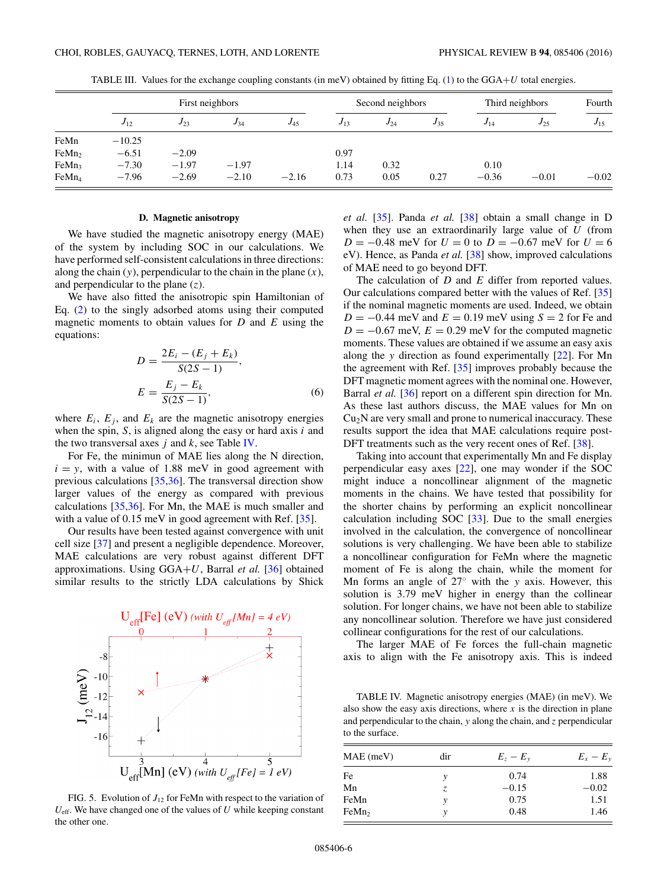TABLE III. Values for the exchange coupling constants (in meV) obtained by fitting Eq. (1) to the GGA+$U$ total energies.

| | First neighbors | | | | Second neighbors | | | Third neighbors | | Fourth |
|---|---|---|---|---|---|---|---|---|---|---|
| | $J_{12}$ | $J_{23}$ | $J_{34}$ | $J_{45}$ | $J_{13}$ | $J_{24}$ | $J_{35}$ | $J_{14}$ | $J_{25}$ | $J_{15}$ |
| FeMn | −10.25 | | | | | | | | | |
| $FeMn_2$ | −6.51 | −2.09 | | | 0.97 | | | | | |
| $FeMn_3$ | −7.30 | −1.97 | −1.97 | | 1.14 | 0.32 | | 0.10 | | |
| $FeMn_4$ | −7.96 | −2.69 | −2.10 | −2.16 | 0.73 | 0.05 | 0.27 | −0.36 | −0.01 | −0.02 |

### D. Magnetic anisotropy

We have studied the magnetic anisotropy energy (MAE) of the system by including SOC in our calculations. We have performed self-consistent calculations in three directions: along the chain ($y$), perpendicular to the chain in the plane ($x$), and perpendicular to the plane ($z$).

We have also fitted the anisotropic spin Hamiltonian of Eq. (2) to the singly adsorbed atoms using their computed magnetic moments to obtain values for $D$ and $E$ using the equations:

$$D = \frac{2E_i - (E_j + E_k)}{S(2S-1)},$$

$$E = \frac{E_j - E_k}{S(2S-1)}, \tag{6}$$

where $E_i$, $E_j$, and $E_k$ are the magnetic anisotropy energies when the spin, $S$, is aligned along the easy or hard axis $i$ and the two transversal axes $j$ and $k$, see Table IV.

For Fe, the minimun of MAE lies along the N direction, $i = y$, with a value of 1.88 meV in good agreement with previous calculations [35,36]. The transversal direction show larger values of the energy as compared with previous calculations [35,36]. For Mn, the MAE is much smaller and with a value of 0.15 meV in good agreement with Ref. [35].

Our results have been tested against convergence with unit cell size [37] and present a negligible dependence. Moreover, MAE calculations are very robust against different DFT approximations. Using GGA+$U$, Barral *et al.* [36] obtained similar results to the strictly LDA calculations by Shick *et al.* [35]. Panda *et al.* [38] obtain a small change in D when they use an extraordinarily large value of $U$ (from $D = -0.48$ meV for $U = 0$ to $D = -0.67$ meV for $U = 6$ eV). Hence, as Panda *et al.* [38] show, improved calculations of MAE need to go beyond DFT.

The calculation of $D$ and $E$ differ from reported values. Our calculations compared better with the values of Ref. [35] if the nominal magnetic moments are used. Indeed, we obtain $D = -0.44$ meV and $E = 0.19$ meV using $S = 2$ for Fe and $D = -0.67$ meV, $E = 0.29$ meV for the computed magnetic moments. These values are obtained if we assume an easy axis along the $y$ direction as found experimentally [22]. For Mn the agreement with Ref. [35] improves probably because the DFT magnetic moment agrees with the nominal one. However, Barral *et al.* [36] report on a different spin direction for Mn. As these last authors discuss, the MAE values for Mn on $Cu_2N$ are very small and prone to numerical inaccuracy. These results support the idea that MAE calculations require post-DFT treatments such as the very recent ones of Ref. [38].

Taking into account that experimentally Mn and Fe display perpendicular easy axes [22], one may wonder if the SOC might induce a noncollinear alignment of the magnetic moments in the chains. We have tested that possibility for the shorter chains by performing an explicit noncollinear calculation including SOC [33]. Due to the small energies involved in the calculation, the convergence of noncollinear solutions is very challenging. We have been able to stabilize a noncollinear configuration for FeMn where the magnetic moment of Fe is along the chain, while the moment for Mn forms an angle of 27° with the $y$ axis. However, this solution is 3.79 meV higher in energy than the collinear solution. For longer chains, we have not been able to stabilize any noncollinear solution. Therefore we have just considered collinear configurations for the rest of our calculations.

The larger MAE of Fe forces the full-chain magnetic axis to align with the Fe anisotropy axis. This is indeed

FIG. 5. Evolution of $J_{12}$ for FeMn with respect to the variation of $U_{\text{eff}}$. We have changed one of the values of $U$ while keeping constant the other one.

TABLE IV. Magnetic anisotropy energies (MAE) (in meV). We also show the easy axis directions, where $x$ is the direction in plane and perpendicular to the chain, $y$ along the chain, and $z$ perpendicular to the surface.

| MAE (meV) | dir | $E_z - E_y$ | $E_x - E_y$ |
|---|---|---|---|
| Fe | $y$ | 0.74 | 1.88 |
| Mn | $z$ | −0.15 | −0.02 |
| FeMn | $y$ | 0.75 | 1.51 |
| $FeMn_2$ | $y$ | 0.48 | 1.46 |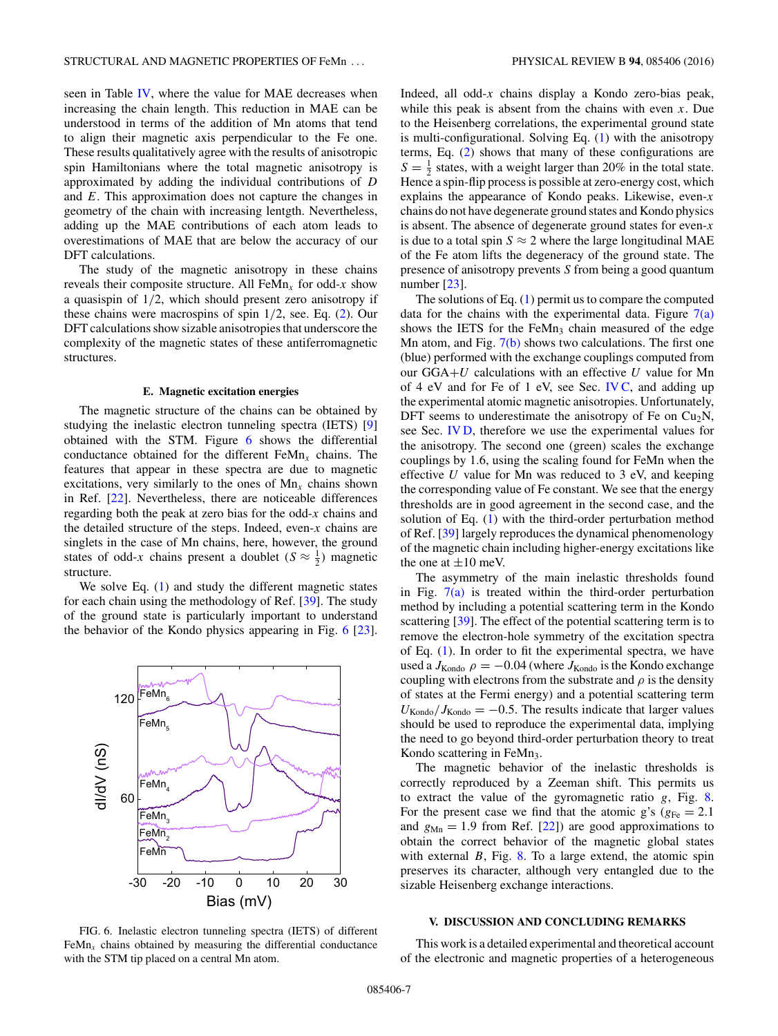seen in Table IV, where the value for MAE decreases when increasing the chain length. This reduction in MAE can be understood in terms of the addition of Mn atoms that tend to align their magnetic axis perpendicular to the Fe one. These results qualitatively agree with the results of anisotropic spin Hamiltonians where the total magnetic anisotropy is approximated by adding the individual contributions of $D$ and $E$. This approximation does not capture the changes in geometry of the chain with increasing lentgth. Nevertheless, adding up the MAE contributions of each atom leads to overestimations of MAE that are below the accuracy of our DFT calculations.

The study of the magnetic anisotropy in these chains reveals their composite structure. All $FeMn_x$ for odd-$x$ show a quasispin of $1/2$, which should present zero anisotropy if these chains were macrospins of spin $1/2$, see. Eq. (2). Our DFT calculations show sizable anisotropies that underscore the complexity of the magnetic states of these antiferromagnetic structures.

### E. Magnetic excitation energies

The magnetic structure of the chains can be obtained by studying the inelastic electron tunneling spectra (IETS) [9] obtained with the STM. Figure 6 shows the differential conductance obtained for the different $FeMn_x$ chains. The features that appear in these spectra are due to magnetic excitations, very similarly to the ones of $Mn_x$ chains shown in Ref. [22]. Nevertheless, there are noticeable differences regarding both the peak at zero bias for the odd-$x$ chains and the detailed structure of the steps. Indeed, even-$x$ chains are singlets in the case of Mn chains, here, however, the ground states of odd-$x$ chains present a doublet ($S \approx \frac{1}{2}$) magnetic structure.

We solve Eq. (1) and study the different magnetic states for each chain using the methodology of Ref. [39]. The study of the ground state is particularly important to understand the behavior of the Kondo physics appearing in Fig. 6 [23].

FIG. 6. Inelastic electron tunneling spectra (IETS) of different $FeMn_x$ chains obtained by measuring the differential conductance with the STM tip placed on a central Mn atom.

Indeed, all odd-$x$ chains display a Kondo zero-bias peak, while this peak is absent from the chains with even $x$. Due to the Heisenberg correlations, the experimental ground state is multi-configurational. Solving Eq. (1) with the anisotropy terms, Eq. (2) shows that many of these configurations are $S = \frac{1}{2}$ states, with a weight larger than 20% in the total state. Hence a spin-flip process is possible at zero-energy cost, which explains the appearance of Kondo peaks. Likewise, even-$x$ chains do not have degenerate ground states and Kondo physics is absent. The absence of degenerate ground states for even-$x$ is due to a total spin $S \approx 2$ where the large longitudinal MAE of the Fe atom lifts the degeneracy of the ground state. The presence of anisotropy prevents $S$ from being a good quantum number [23].

The solutions of Eq. (1) permit us to compare the computed data for the chains with the experimental data. Figure 7(a) shows the IETS for the $FeMn_3$ chain measured of the edge Mn atom, and Fig. 7(b) shows two calculations. The first one (blue) performed with the exchange couplings computed from our GGA+$U$ calculations with an effective $U$ value for Mn of 4 eV and for Fe of 1 eV, see Sec. IV C, and adding up the experimental atomic magnetic anisotropies. Unfortunately, DFT seems to underestimate the anisotropy of Fe on $Cu_2N$, see Sec. IV D, therefore we use the experimental values for the anisotropy. The second one (green) scales the exchange couplings by 1.6, using the scaling found for FeMn when the effective $U$ value for Mn was reduced to 3 eV, and keeping the corresponding value of Fe constant. We see that the energy thresholds are in good agreement in the second case, and the solution of Eq. (1) with the third-order perturbation method of Ref. [39] largely reproduces the dynamical phenomenology of the magnetic chain including higher-energy excitations like the one at $\pm 10$ meV.

The asymmetry of the main inelastic thresholds found in Fig. 7(a) is treated within the third-order perturbation method by including a potential scattering term in the Kondo scattering [39]. The effect of the potential scattering term is to remove the electron-hole symmetry of the excitation spectra of Eq. (1). In order to fit the experimental spectra, we have used a $J_{\text{Kondo}}\ \rho = -0.04$ (where $J_{\text{Kondo}}$ is the Kondo exchange coupling with electrons from the substrate and $\rho$ is the density of states at the Fermi energy) and a potential scattering term $U_{\text{Kondo}}/J_{\text{Kondo}} = -0.5$. The results indicate that larger values should be used to reproduce the experimental data, implying the need to go beyond third-order perturbation theory to treat Kondo scattering in $FeMn_3$.

The magnetic behavior of the inelastic thresholds is correctly reproduced by a Zeeman shift. This permits us to extract the value of the gyromagnetic ratio $g$, Fig. 8. For the present case we find that the atomic g's ($g_{\text{Fe}} = 2.1$ and $g_{\text{Mn}} = 1.9$ from Ref. [22]) are good approximations to obtain the correct behavior of the magnetic global states with external $B$, Fig. 8. To a large extend, the atomic spin preserves its character, although very entangled due to the sizable Heisenberg exchange interactions.

## V. DISCUSSION AND CONCLUDING REMARKS

This work is a detailed experimental and theoretical account of the electronic and magnetic properties of a heterogeneous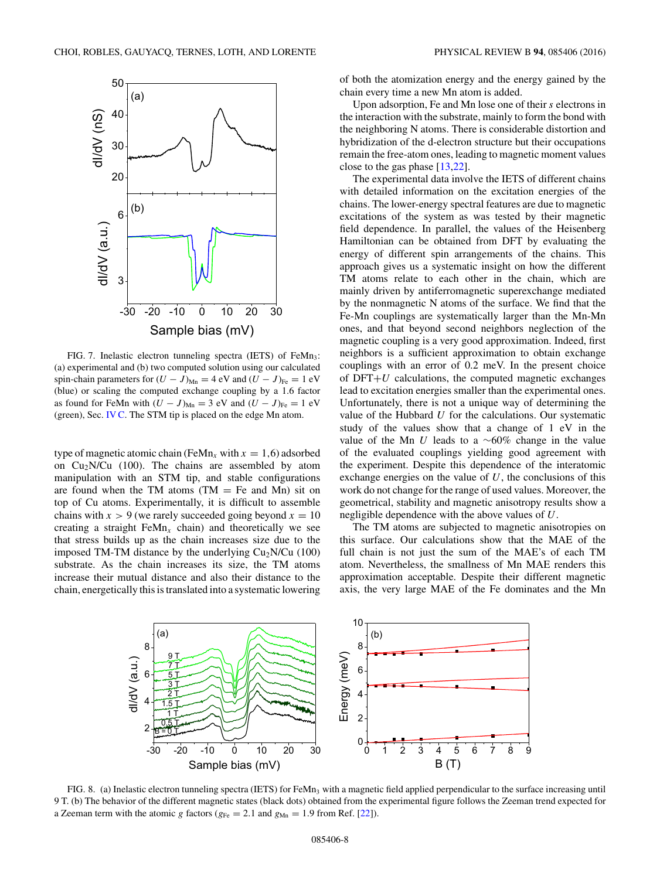FIG. 7. Inelastic electron tunneling spectra (IETS) of $FeMn_3$: (a) experimental and (b) two computed solution using our calculated spin-chain parameters for $(U-J)_{Mn} = 4$ eV and $(U-J)_{Fe} = 1$ eV (blue) or scaling the computed exchange coupling by a 1.6 factor as found for FeMn with $(U-J)_{Mn} = 3$ eV and $(U-J)_{Fe} = 1$ eV (green), Sec. IV C. The STM tip is placed on the edge Mn atom.

type of magnetic atomic chain ($FeMn_x$ with $x = 1,6$) adsorbed on $Cu_2N$/Cu (100). The chains are assembled by atom manipulation with an STM tip, and stable configurations are found when the TM atoms (TM = Fe and Mn) sit on top of Cu atoms. Experimentally, it is difficult to assemble chains with $x > 9$ (we rarely succeeded going beyond $x = 10$ creating a straight $FeMn_x$ chain) and theoretically we see that stress builds up as the chain increases size due to the imposed TM-TM distance by the underlying $Cu_2N$/Cu (100) substrate. As the chain increases its size, the TM atoms increase their mutual distance and also their distance to the chain, energetically this is translated into a systematic lowering of both the atomization energy and the energy gained by the chain every time a new Mn atom is added.

Upon adsorption, Fe and Mn lose one of their *s* electrons in the interaction with the substrate, mainly to form the bond with the neighboring N atoms. There is considerable distortion and hybridization of the d-electron structure but their occupations remain the free-atom ones, leading to magnetic moment values close to the gas phase [13,22].

The experimental data involve the IETS of different chains with detailed information on the excitation energies of the chains. The lower-energy spectral features are due to magnetic excitations of the system as was tested by their magnetic field dependence. In parallel, the values of the Heisenberg Hamiltonian can be obtained from DFT by evaluating the energy of different spin arrangements of the chains. This approach gives us a systematic insight on how the different TM atoms relate to each other in the chain, which are mainly driven by antiferromagnetic superexchange mediated by the nonmagnetic N atoms of the surface. We find that the Fe-Mn couplings are systematically larger than the Mn-Mn ones, and that beyond second neighbors neglection of the magnetic coupling is a very good approximation. Indeed, first neighbors is a sufficient approximation to obtain exchange couplings with an error of 0.2 meV. In the present choice of DFT+$U$ calculations, the computed magnetic exchanges lead to excitation energies smaller than the experimental ones. Unfortunately, there is not a unique way of determining the value of the Hubbard $U$ for the calculations. Our systematic study of the values show that a change of 1 eV in the value of the Mn $U$ leads to a $\sim$60% change in the value of the evaluated couplings yielding good agreement with the experiment. Despite this dependence of the interatomic exchange energies on the value of $U$, the conclusions of this work do not change for the range of used values. Moreover, the geometrical, stability and magnetic anisotropy results show a negligible dependence with the above values of $U$.

The TM atoms are subjected to magnetic anisotropies on this surface. Our calculations show that the MAE of the full chain is not just the sum of the MAE's of each TM atom. Nevertheless, the smallness of Mn MAE renders this approximation acceptable. Despite their different magnetic axis, the very large MAE of the Fe dominates and the Mn

FIG. 8. (a) Inelastic electron tunneling spectra (IETS) for $FeMn_3$ with a magnetic field applied perpendicular to the surface increasing until 9 T. (b) The behavior of the different magnetic states (black dots) obtained from the experimental figure follows the Zeeman trend expected for a Zeeman term with the atomic $g$ factors ($g_{Fe} = 2.1$ and $g_{Mn} = 1.9$ from Ref. [22]).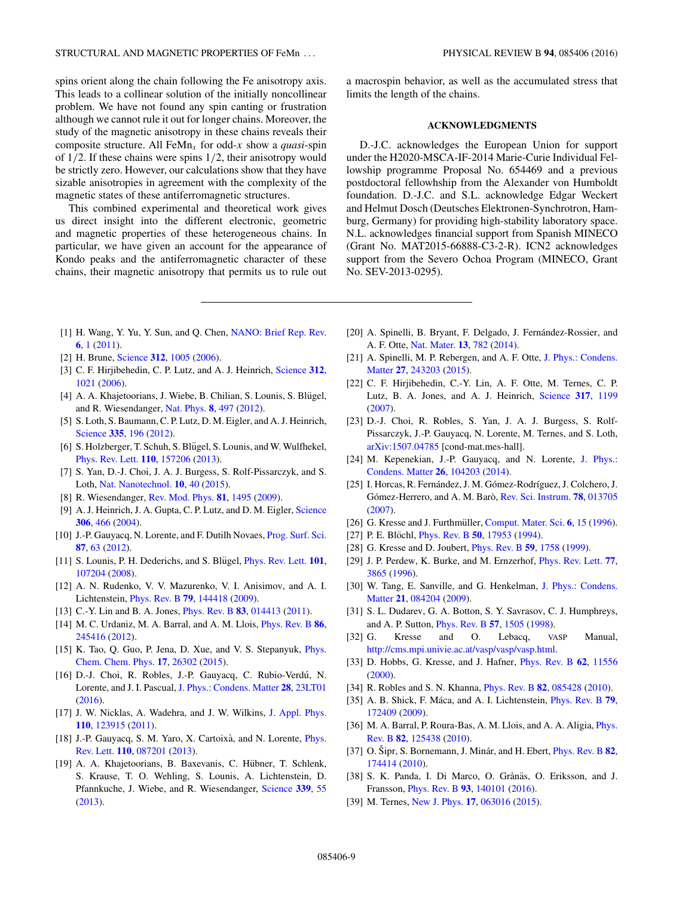spins orient along the chain following the Fe anisotropy axis. This leads to a collinear solution of the initially noncollinear problem. We have not found any spin canting or frustration although we cannot rule it out for longer chains. Moreover, the study of the magnetic anisotropy in these chains reveals their composite structure. All $FeMn_x$ for odd-$x$ show a *quasi*-spin of $1/2$. If these chains were spins $1/2$, their anisotropy would be strictly zero. However, our calculations show that they have sizable anisotropies in agreement with the complexity of the magnetic states of these antiferromagnetic structures.

This combined experimental and theoretical work gives us direct insight into the different electronic, geometric and magnetic properties of these heterogeneous chains. In particular, we have given an account for the appearance of Kondo peaks and the antiferromagnetic character of these chains, their magnetic anisotropy that permits us to rule out a macrospin behavior, as well as the accumulated stress that limits the length of the chains.

## ACKNOWLEDGMENTS

D.-J.C. acknowledges the European Union for support under the H2020-MSCA-IF-2014 Marie-Curie Individual Fellowship programme Proposal No. 654469 and a previous postdoctoral fellowhship from the Alexander von Humboldt foundation. D.-J.C. and S.L. acknowledge Edgar Weckert and Helmut Dosch (Deutsches Elektronen-Synchrotron, Hamburg, Germany) for providing high-stability laboratory space. N.L. acknowledges financial support from Spanish MINECO (Grant No. MAT2015-66888-C3-2-R). ICN2 acknowledges support from the Severo Ochoa Program (MINECO, Grant No. SEV-2013-0295).

---

[1] H. Wang, Y. Yu, Y. Sun, and Q. Chen, NANO: Brief Rep. Rev. **6**, 1 (2011).

[2] H. Brune, Science **312**, 1005 (2006).

[3] C. F. Hirjibehedin, C. P. Lutz, and A. J. Heinrich, Science **312**, 1021 (2006).

[4] A. A. Khajetoorians, J. Wiebe, B. Chilian, S. Lounis, S. Blügel, and R. Wiesendanger, Nat. Phys. **8**, 497 (2012).

[5] S. Loth, S. Baumann, C. P. Lutz, D. M. Eigler, and A. J. Heinrich, Science **335**, 196 (2012).

[6] S. Holzberger, T. Schuh, S. Blügel, S. Lounis, and W. Wulfhekel, Phys. Rev. Lett. **110**, 157206 (2013).

[7] S. Yan, D.-J. Choi, J. A. J. Burgess, S. Rolf-Pissarczyk, and S. Loth, Nat. Nanotechnol. **10**, 40 (2015).

[8] R. Wiesendanger, Rev. Mod. Phys. **81**, 1495 (2009).

[9] A. J. Heinrich, J. A. Gupta, C. P. Lutz, and D. M. Eigler, Science **306**, 466 (2004).

[10] J.-P. Gauyacq, N. Lorente, and F. Dutilh Novaes, Prog. Surf. Sci. **87**, 63 (2012).

[11] S. Lounis, P. H. Dederichs, and S. Blügel, Phys. Rev. Lett. **101**, 107204 (2008).

[12] A. N. Rudenko, V. V. Mazurenko, V. I. Anisimov, and A. I. Lichtenstein, Phys. Rev. B **79**, 144418 (2009).

[13] C.-Y. Lin and B. A. Jones, Phys. Rev. B **83**, 014413 (2011).

[14] M. C. Urdaniz, M. A. Barral, and A. M. Llois, Phys. Rev. B **86**, 245416 (2012).

[15] K. Tao, Q. Guo, P. Jena, D. Xue, and V. S. Stepanyuk, Phys. Chem. Chem. Phys. **17**, 26302 (2015).

[16] D.-J. Choi, R. Robles, J.-P. Gauyacq, C. Rubio-Verdú, N. Lorente, and J. I. Pascual, J. Phys.: Condens. Matter **28**, 23LT01 (2016).

[17] J. W. Nicklas, A. Wadehra, and J. W. Wilkins, J. Appl. Phys. **110**, 123915 (2011).

[18] J.-P. Gauyacq, S. M. Yaro, X. Cartoixà, and N. Lorente, Phys. Rev. Lett. **110**, 087201 (2013).

[19] A. A. Khajetoorians, B. Baxevanis, C. Hübner, T. Schlenk, S. Krause, T. O. Wehling, S. Lounis, A. Lichtenstein, D. Pfannkuche, J. Wiebe, and R. Wiesendanger, Science **339**, 55 (2013).

[20] A. Spinelli, B. Bryant, F. Delgado, J. Fernández-Rossier, and A. F. Otte, Nat. Mater. **13**, 782 (2014).

[21] A. Spinelli, M. P. Rebergen, and A. F. Otte, J. Phys.: Condens. Matter **27**, 243203 (2015).

[22] C. F. Hirjibehedin, C.-Y. Lin, A. F. Otte, M. Ternes, C. P. Lutz, B. A. Jones, and A. J. Heinrich, Science **317**, 1199 (2007).

[23] D.-J. Choi, R. Robles, S. Yan, J. A. J. Burgess, S. Rolf-Pissarczyk, J.-P. Gauyacq, N. Lorente, M. Ternes, and S. Loth, arXiv:1507.04785 [cond-mat.mes-hall].

[24] M. Kepenekian, J.-P. Gauyacq, and N. Lorente, J. Phys.: Condens. Matter **26**, 104203 (2014).

[25] I. Horcas, R. Fernández, J. M. Gómez-Rodríguez, J. Colchero, J. Gómez-Herrero, and A. M. Barò, Rev. Sci. Instrum. **78**, 013705 (2007).

[26] G. Kresse and J. Furthmüller, Comput. Mater. Sci. **6**, 15 (1996).

[27] P. E. Blöchl, Phys. Rev. B **50**, 17953 (1994).

[28] G. Kresse and D. Joubert, Phys. Rev. B **59**, 1758 (1999).

[29] J. P. Perdew, K. Burke, and M. Ernzerhof, Phys. Rev. Lett. **77**, 3865 (1996).

[30] W. Tang, E. Sanville, and G. Henkelman, J. Phys.: Condens. Matter **21**, 084204 (2009).

[31] S. L. Dudarev, G. A. Botton, S. Y. Savrasov, C. J. Humphreys, and A. P. Sutton, Phys. Rev. B **57**, 1505 (1998).

[32] G. Kresse and O. Lebacq, VASP Manual, http://cms.mpi.univie.ac.at/vasp/vasp/vasp.html.

[33] D. Hobbs, G. Kresse, and J. Hafner, Phys. Rev. B **62**, 11556 (2000).

[34] R. Robles and S. N. Khanna, Phys. Rev. B **82**, 085428 (2010).

[35] A. B. Shick, F. Máca, and A. I. Lichtenstein, Phys. Rev. B **79**, 172409 (2009).

[36] M. A. Barral, P. Roura-Bas, A. M. Llois, and A. A. Aligia, Phys. Rev. B **82**, 125438 (2010).

[37] O. Šipr, S. Bornemann, J. Minár, and H. Ebert, Phys. Rev. B **82**, 174414 (2010).

[38] S. K. Panda, I. Di Marco, O. Grånäs, O. Eriksson, and J. Fransson, Phys. Rev. B **93**, 140101 (2016).

[39] M. Ternes, New J. Phys. **17**, 063016 (2015).